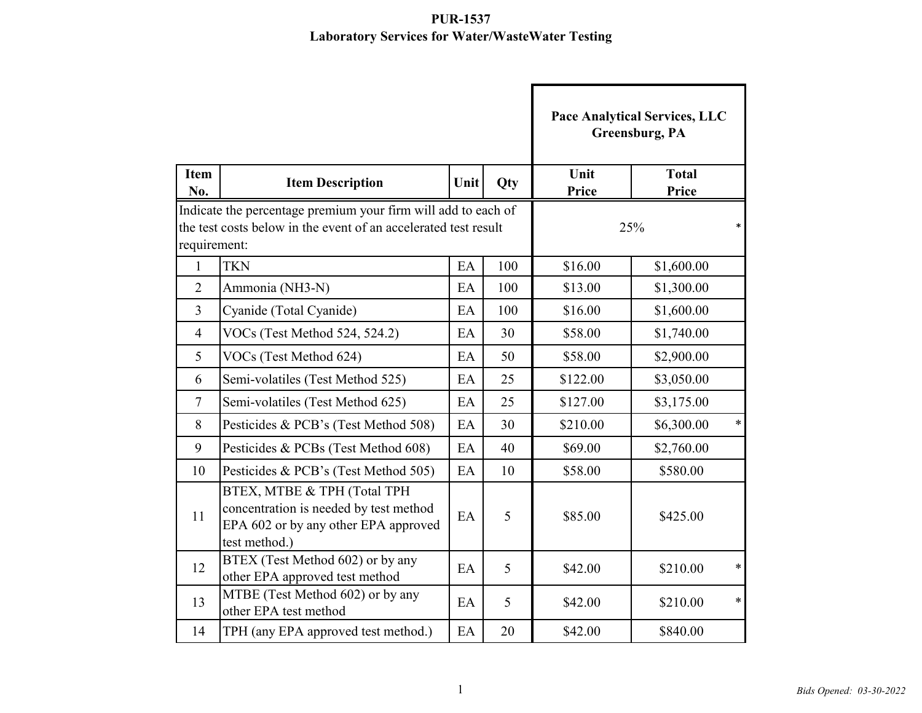# PUR-1537
## Laboratory Services for Water/WasteWater Testing

| Item No. | Item Description | Unit | Qty | Pace Analytical Services, LLC Greensburg, PA | |
|---|---|---|---|---|---|
| | | | | Unit Price | Total Price |
| Indicate the percentage premium your firm will add to each of the test costs below in the event of an accelerated test result requirement: | | | | 25% * | |
| 1 | TKN | EA | 100 | $16.00 | $1,600.00 |
| 2 | Ammonia (NH3-N) | EA | 100 | $13.00 | $1,300.00 |
| 3 | Cyanide (Total Cyanide) | EA | 100 | $16.00 | $1,600.00 |
| 4 | VOCs (Test Method 524, 524.2) | EA | 30 | $58.00 | $1,740.00 |
| 5 | VOCs (Test Method 624) | EA | 50 | $58.00 | $2,900.00 |
| 6 | Semi-volatiles (Test Method 525) | EA | 25 | $122.00 | $3,050.00 |
| 7 | Semi-volatiles (Test Method 625) | EA | 25 | $127.00 | $3,175.00 |
| 8 | Pesticides & PCB's (Test Method 508) | EA | 30 | $210.00 | $6,300.00 * |
| 9 | Pesticides & PCBs (Test Method 608) | EA | 40 | $69.00 | $2,760.00 |
| 10 | Pesticides & PCB's (Test Method 505) | EA | 10 | $58.00 | $580.00 |
| 11 | BTEX, MTBE & TPH (Total TPH concentration is needed by test method EPA 602 or by any other EPA approved test method.) | EA | 5 | $85.00 | $425.00 |
| 12 | BTEX (Test Method 602) or by any other EPA approved test method | EA | 5 | $42.00 | $210.00 * |
| 13 | MTBE (Test Method 602) or by any other EPA test method | EA | 5 | $42.00 | $210.00 * |
| 14 | TPH (any EPA approved test method.) | EA | 20 | $42.00 | $840.00 |

*Bids Opened: 03-30-2022*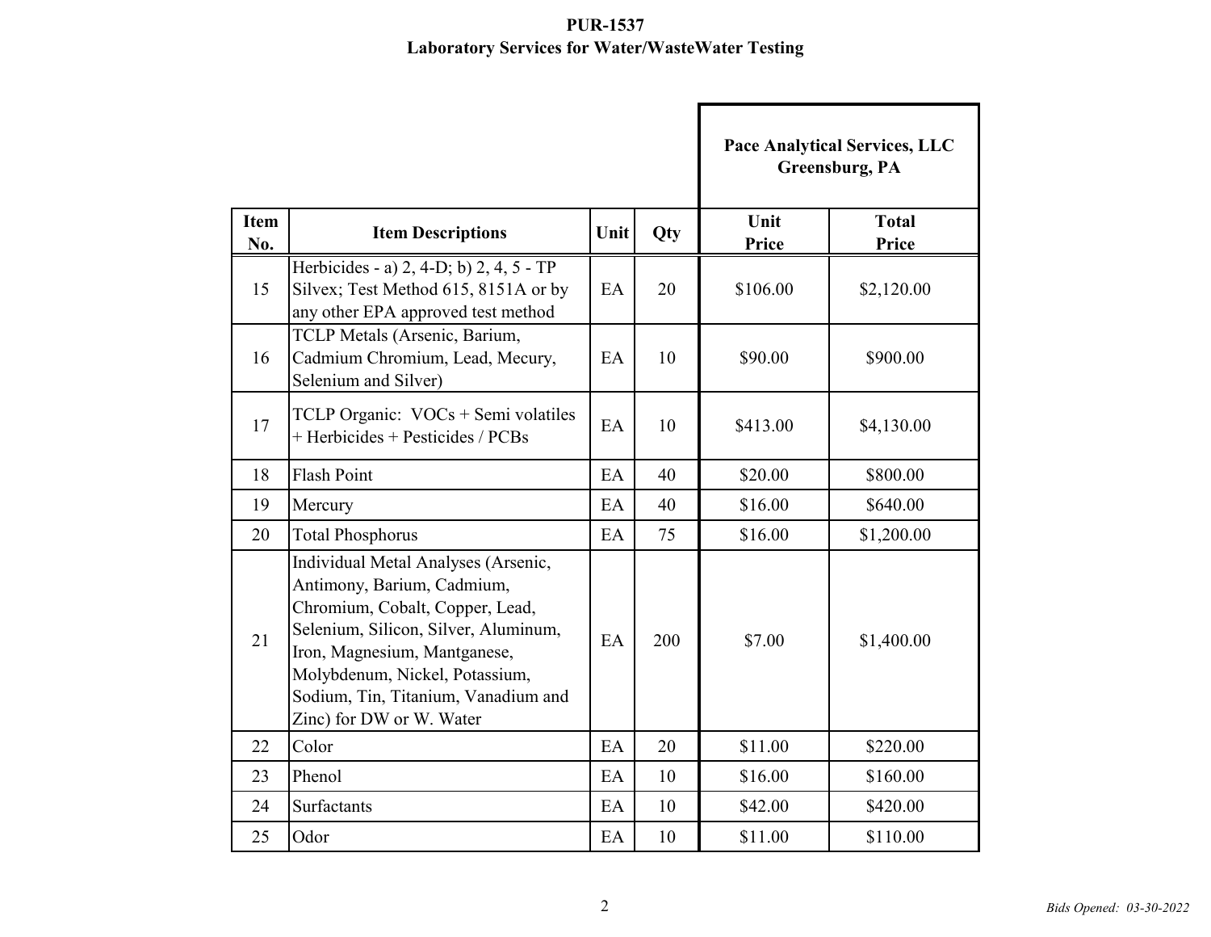**PUR-1537**
**Laboratory Services for Water/WasteWater Testing**

| | | | | Pace Analytical Services, LLC Greensburg, PA | |
|---|---|---|---|---|---|
| **Item No.** | **Item Descriptions** | **Unit** | **Qty** | **Unit Price** | **Total Price** |
| 15 | Herbicides - a) 2, 4-D; b) 2, 4, 5 - TP Silvex; Test Method 615, 8151A or by any other EPA approved test method | EA | 20 | $106.00 | $2,120.00 |
| 16 | TCLP Metals (Arsenic, Barium, Cadmium Chromium, Lead, Mecury, Selenium and Silver) | EA | 10 | $90.00 | $900.00 |
| 17 | TCLP Organic: VOCs + Semi volatiles + Herbicides + Pesticides / PCBs | EA | 10 | $413.00 | $4,130.00 |
| 18 | Flash Point | EA | 40 | $20.00 | $800.00 |
| 19 | Mercury | EA | 40 | $16.00 | $640.00 |
| 20 | Total Phosphorus | EA | 75 | $16.00 | $1,200.00 |
| 21 | Individual Metal Analyses (Arsenic, Antimony, Barium, Cadmium, Chromium, Cobalt, Copper, Lead, Selenium, Silicon, Silver, Aluminum, Iron, Magnesium, Mantganese, Molybdenum, Nickel, Potassium, Sodium, Tin, Titanium, Vanadium and Zinc) for DW or W. Water | EA | 200 | $7.00 | $1,400.00 |
| 22 | Color | EA | 20 | $11.00 | $220.00 |
| 23 | Phenol | EA | 10 | $16.00 | $160.00 |
| 24 | Surfactants | EA | 10 | $42.00 | $420.00 |
| 25 | Odor | EA | 10 | $11.00 | $110.00 |

*Bids Opened: 03-30-2022*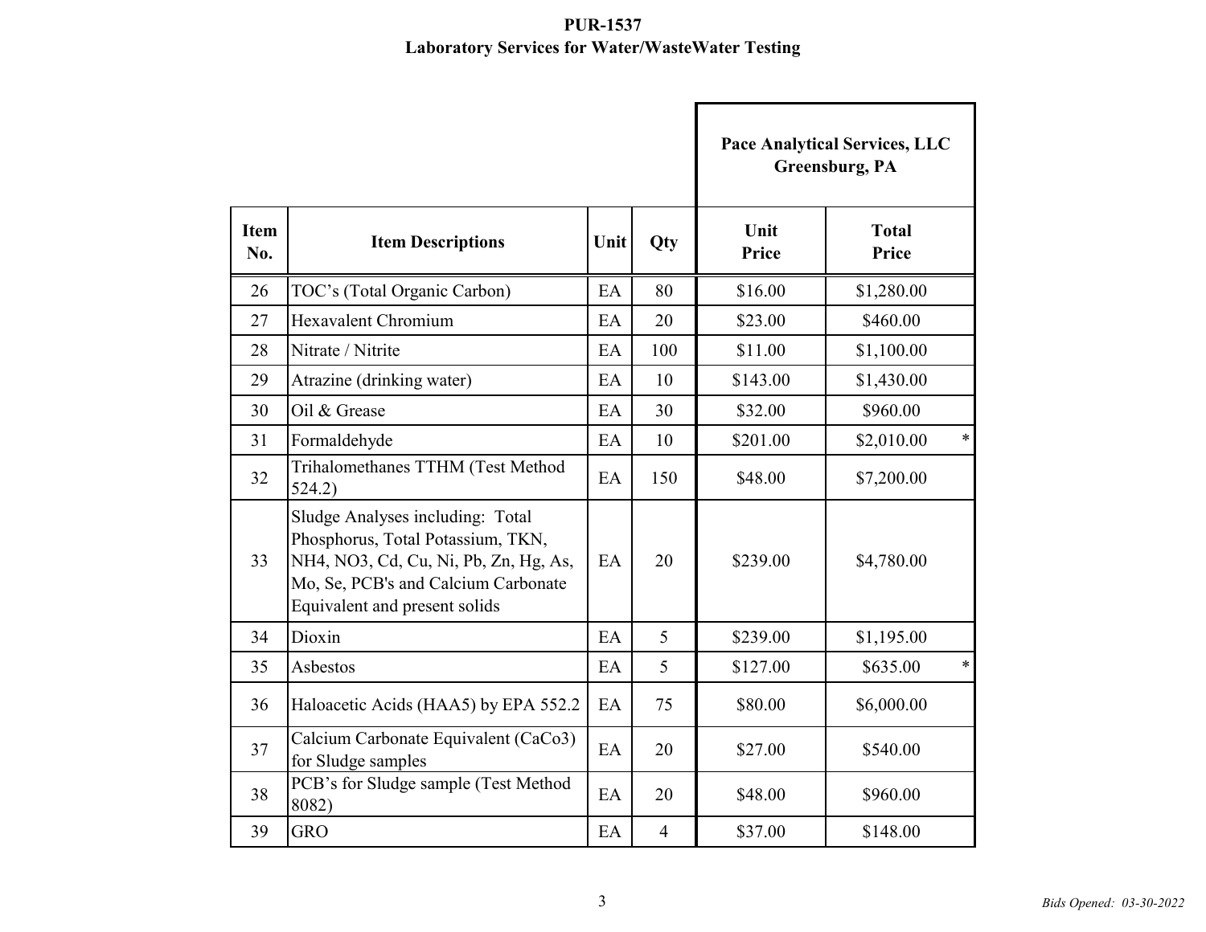**PUR-1537**
**Laboratory Services for Water/WasteWater Testing**

| Item No. | Item Descriptions | Unit | Qty | Pace Analytical Services, LLC Greensburg, PA | |
|---|---|---|---|---|---|
| | | | | Unit Price | Total Price |
| 26 | TOC's (Total Organic Carbon) | EA | 80 | $16.00 | $1,280.00 |
| 27 | Hexavalent Chromium | EA | 20 | $23.00 | $460.00 |
| 28 | Nitrate / Nitrite | EA | 100 | $11.00 | $1,100.00 |
| 29 | Atrazine (drinking water) | EA | 10 | $143.00 | $1,430.00 |
| 30 | Oil & Grease | EA | 30 | $32.00 | $960.00 |
| 31 | Formaldehyde | EA | 10 | $201.00 | $2,010.00 * |
| 32 | Trihalomethanes TTHM (Test Method 524.2) | EA | 150 | $48.00 | $7,200.00 |
| 33 | Sludge Analyses including: Total Phosphorus, Total Potassium, TKN, NH4, NO3, Cd, Cu, Ni, Pb, Zn, Hg, As, Mo, Se, PCB's and Calcium Carbonate Equivalent and present solids | EA | 20 | $239.00 | $4,780.00 |
| 34 | Dioxin | EA | 5 | $239.00 | $1,195.00 |
| 35 | Asbestos | EA | 5 | $127.00 | $635.00 * |
| 36 | Haloacetic Acids (HAA5) by EPA 552.2 | EA | 75 | $80.00 | $6,000.00 |
| 37 | Calcium Carbonate Equivalent (CaCo3) for Sludge samples | EA | 20 | $27.00 | $540.00 |
| 38 | PCB's for Sludge sample (Test Method 8082) | EA | 20 | $48.00 | $960.00 |
| 39 | GRO | EA | 4 | $37.00 | $148.00 |

*Bids Opened: 03-30-2022*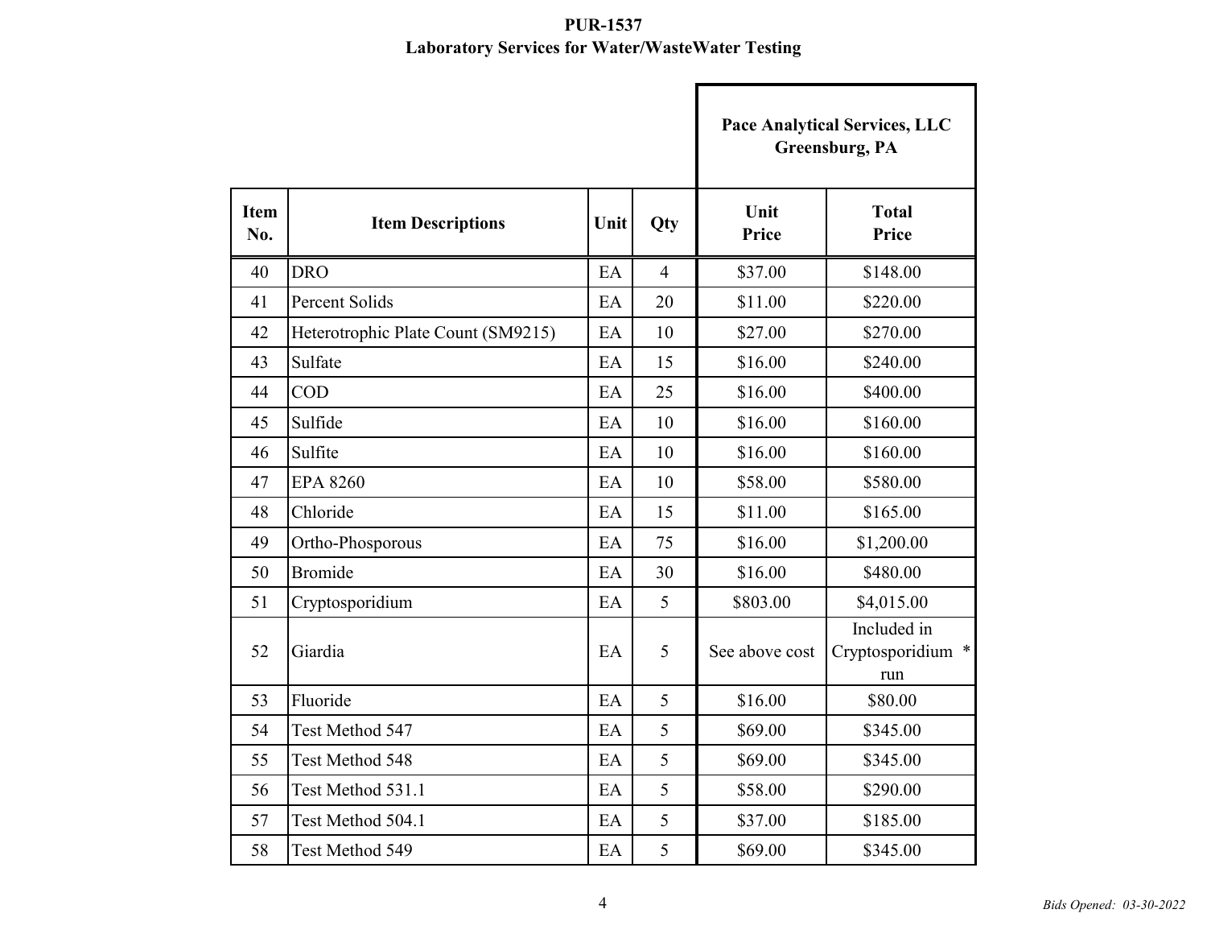**PUR-1537**
**Laboratory Services for Water/WasteWater Testing**

| | | | | Pace Analytical Services, LLC Greensburg, PA | |
|---|---|---|---|---|---|
| **Item No.** | **Item Descriptions** | **Unit** | **Qty** | **Unit Price** | **Total Price** |
| 40 | DRO | EA | 4 | $37.00 | $148.00 |
| 41 | Percent Solids | EA | 20 | $11.00 | $220.00 |
| 42 | Heterotrophic Plate Count (SM9215) | EA | 10 | $27.00 | $270.00 |
| 43 | Sulfate | EA | 15 | $16.00 | $240.00 |
| 44 | COD | EA | 25 | $16.00 | $400.00 |
| 45 | Sulfide | EA | 10 | $16.00 | $160.00 |
| 46 | Sulfite | EA | 10 | $16.00 | $160.00 |
| 47 | EPA 8260 | EA | 10 | $58.00 | $580.00 |
| 48 | Chloride | EA | 15 | $11.00 | $165.00 |
| 49 | Ortho-Phosporous | EA | 75 | $16.00 | $1,200.00 |
| 50 | Bromide | EA | 30 | $16.00 | $480.00 |
| 51 | Cryptosporidium | EA | 5 | $803.00 | $4,015.00 |
| 52 | Giardia | EA | 5 | See above cost | Included in Cryptosporidium run * |
| 53 | Fluoride | EA | 5 | $16.00 | $80.00 |
| 54 | Test Method 547 | EA | 5 | $69.00 | $345.00 |
| 55 | Test Method 548 | EA | 5 | $69.00 | $345.00 |
| 56 | Test Method 531.1 | EA | 5 | $58.00 | $290.00 |
| 57 | Test Method 504.1 | EA | 5 | $37.00 | $185.00 |
| 58 | Test Method 549 | EA | 5 | $69.00 | $345.00 |

*Bids Opened: 03-30-2022*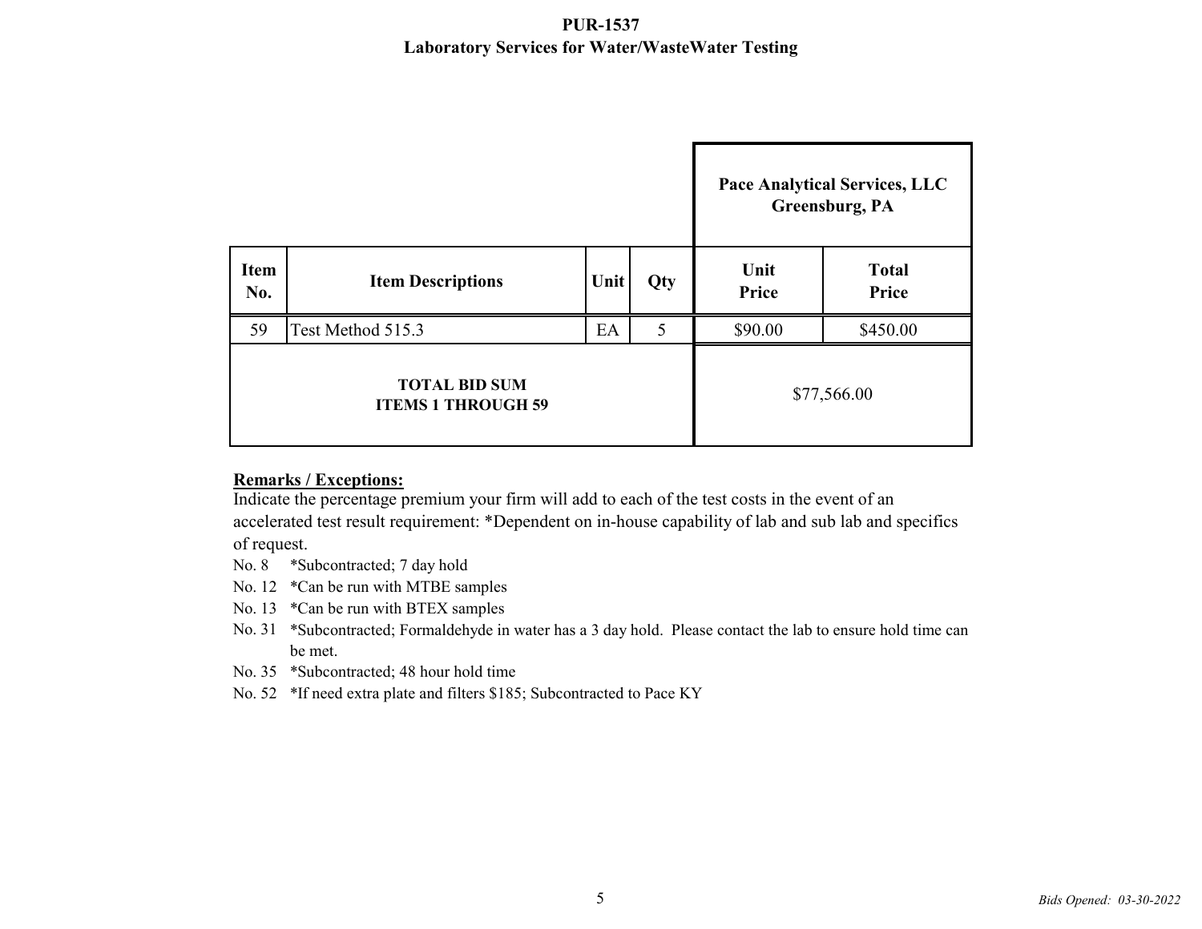**PUR-1537**
**Laboratory Services for Water/WasteWater Testing**

| | | | | Pace Analytical Services, LLC Greensburg, PA | |
|---|---|---|---|---|---|
| **Item No.** | **Item Descriptions** | **Unit** | **Qty** | **Unit Price** | **Total Price** |
| 59 | Test Method 515.3 | EA | 5 | $90.00 | $450.00 |
| **TOTAL BID SUM ITEMS 1 THROUGH 59** | | | | $77,566.00 | |

**Remarks / Exceptions:**

Indicate the percentage premium your firm will add to each of the test costs in the event of an accelerated test result requirement: *Dependent on in-house capability of lab and sub lab and specifics of request.

No. 8 *Subcontracted; 7 day hold

No. 12 *Can be run with MTBE samples

No. 13 *Can be run with BTEX samples

No. 31 *Subcontracted; Formaldehyde in water has a 3 day hold. Please contact the lab to ensure hold time can be met.

No. 35 *Subcontracted; 48 hour hold time

No. 52 *If need extra plate and filters $185; Subcontracted to Pace KY

*Bids Opened: 03-30-2022*